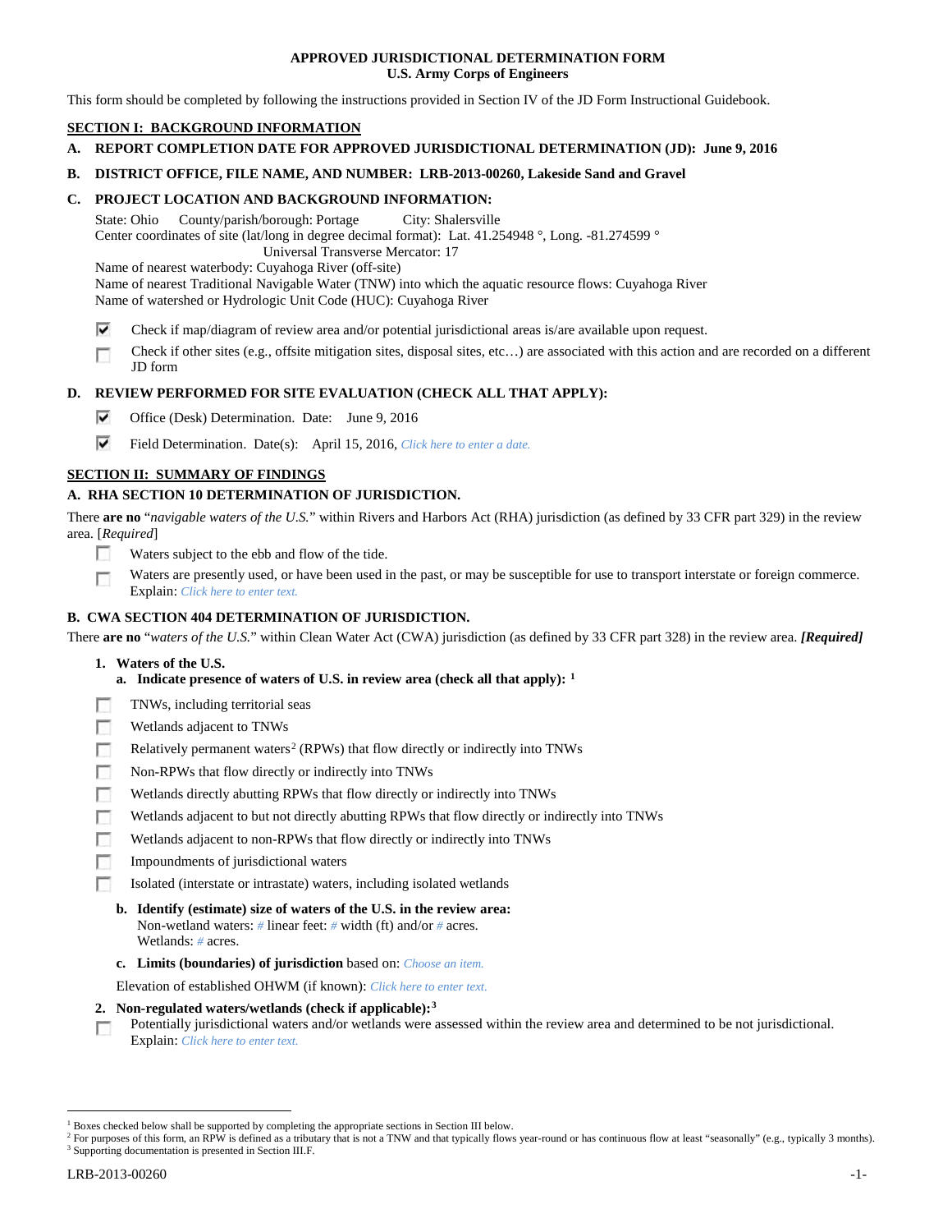# APPROVED JURISDICTIONAL DETERMINATION FORM
## U.S. Army Corps of Engineers

This form should be completed by following the instructions provided in Section IV of the JD Form Instructional Guidebook.

## SECTION I: BACKGROUND INFORMATION

**A. REPORT COMPLETION DATE FOR APPROVED JURISDICTIONAL DETERMINATION (JD): June 9, 2016**

**B. DISTRICT OFFICE, FILE NAME, AND NUMBER: LRB-2013-00260, Lakeside Sand and Gravel**

**C. PROJECT LOCATION AND BACKGROUND INFORMATION:**

State: Ohio County/parish/borough: Portage City: Shalersville
Center coordinates of site (lat/long in degree decimal format): Lat. 41.254948 °, Long. -81.274599 °
Universal Transverse Mercator: 17
Name of nearest waterbody: Cuyahoga River (off-site)
Name of nearest Traditional Navigable Water (TNW) into which the aquatic resource flows: Cuyahoga River
Name of watershed or Hydrologic Unit Code (HUC): Cuyahoga River

- [x] Check if map/diagram of review area and/or potential jurisdictional areas is/are available upon request.
- [ ] Check if other sites (e.g., offsite mitigation sites, disposal sites, etc…) are associated with this action and are recorded on a different JD form

**D. REVIEW PERFORMED FOR SITE EVALUATION (CHECK ALL THAT APPLY):**

- [x] Office (Desk) Determination. Date: June 9, 2016
- [x] Field Determination. Date(s): April 15, 2016, *Click here to enter a date.*

## SECTION II: SUMMARY OF FINDINGS

**A. RHA SECTION 10 DETERMINATION OF JURISDICTION.**

There **are no** "*navigable waters of the U.S.*" within Rivers and Harbors Act (RHA) jurisdiction (as defined by 33 CFR part 329) in the review area. [*Required*]

- [ ] Waters subject to the ebb and flow of the tide.
- [ ] Waters are presently used, or have been used in the past, or may be susceptible for use to transport interstate or foreign commerce. Explain: *Click here to enter text.*

**B. CWA SECTION 404 DETERMINATION OF JURISDICTION.**

There **are no** "*waters of the U.S.*" within Clean Water Act (CWA) jurisdiction (as defined by 33 CFR part 328) in the review area. ***[Required]***

**1. Waters of the U.S.**

**a. Indicate presence of waters of U.S. in review area (check all that apply): [1]**

- [ ] TNWs, including territorial seas
- [ ] Wetlands adjacent to TNWs
- [ ] Relatively permanent waters[2] (RPWs) that flow directly or indirectly into TNWs
- [ ] Non-RPWs that flow directly or indirectly into TNWs
- [ ] Wetlands directly abutting RPWs that flow directly or indirectly into TNWs
- [ ] Wetlands adjacent to but not directly abutting RPWs that flow directly or indirectly into TNWs
- [ ] Wetlands adjacent to non-RPWs that flow directly or indirectly into TNWs
- [ ] Impoundments of jurisdictional waters
- [ ] Isolated (interstate or intrastate) waters, including isolated wetlands

**b. Identify (estimate) size of waters of the U.S. in the review area:**
Non-wetland waters: # linear feet: # width (ft) and/or # acres.
Wetlands: # acres.

**c. Limits (boundaries) of jurisdiction** based on: *Choose an item.*

Elevation of established OHWM (if known): *Click here to enter text.*

**2. Non-regulated waters/wetlands (check if applicable):[3]**

- [ ] Potentially jurisdictional waters and/or wetlands were assessed within the review area and determined to be not jurisdictional. Explain: *Click here to enter text.*

---

[1] Boxes checked below shall be supported by completing the appropriate sections in Section III below.
[2] For purposes of this form, an RPW is defined as a tributary that is not a TNW and that typically flows year-round or has continuous flow at least "seasonally" (e.g., typically 3 months).
[3] Supporting documentation is presented in Section III.F.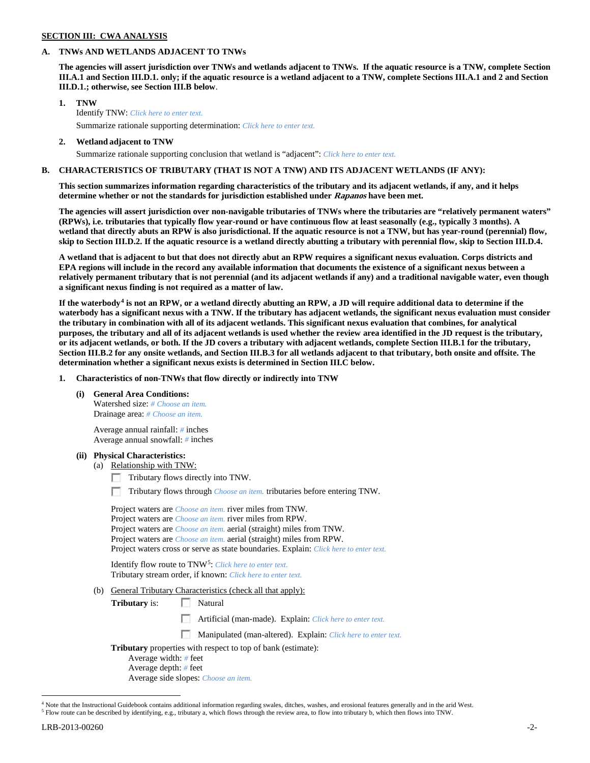**SECTION III: CWA ANALYSIS**

**A. TNWs AND WETLANDS ADJACENT TO TNWs**

**The agencies will assert jurisdiction over TNWs and wetlands adjacent to TNWs. If the aquatic resource is a TNW, complete Section III.A.1 and Section III.D.1. only; if the aquatic resource is a wetland adjacent to a TNW, complete Sections III.A.1 and 2 and Section III.D.1.; otherwise, see Section III.B below.**

**1. TNW**

Identify TNW: *Click here to enter text.*

Summarize rationale supporting determination: *Click here to enter text.*

**2. Wetland adjacent to TNW**

Summarize rationale supporting conclusion that wetland is "adjacent": *Click here to enter text.*

**B. CHARACTERISTICS OF TRIBUTARY (THAT IS NOT A TNW) AND ITS ADJACENT WETLANDS (IF ANY):**

**This section summarizes information regarding characteristics of the tributary and its adjacent wetlands, if any, and it helps determine whether or not the standards for jurisdiction established under *Rapanos* have been met.**

**The agencies will assert jurisdiction over non-navigable tributaries of TNWs where the tributaries are "relatively permanent waters" (RPWs), i.e. tributaries that typically flow year-round or have continuous flow at least seasonally (e.g., typically 3 months). A wetland that directly abuts an RPW is also jurisdictional. If the aquatic resource is not a TNW, but has year-round (perennial) flow, skip to Section III.D.2. If the aquatic resource is a wetland directly abutting a tributary with perennial flow, skip to Section III.D.4.**

**A wetland that is adjacent to but that does not directly abut an RPW requires a significant nexus evaluation. Corps districts and EPA regions will include in the record any available information that documents the existence of a significant nexus between a relatively permanent tributary that is not perennial (and its adjacent wetlands if any) and a traditional navigable water, even though a significant nexus finding is not required as a matter of law.**

**If the waterbody[4] is not an RPW, or a wetland directly abutting an RPW, a JD will require additional data to determine if the waterbody has a significant nexus with a TNW. If the tributary has adjacent wetlands, the significant nexus evaluation must consider the tributary in combination with all of its adjacent wetlands. This significant nexus evaluation that combines, for analytical purposes, the tributary and all of its adjacent wetlands is used whether the review area identified in the JD request is the tributary, or its adjacent wetlands, or both. If the JD covers a tributary with adjacent wetlands, complete Section III.B.1 for the tributary, Section III.B.2 for any onsite wetlands, and Section III.B.3 for all wetlands adjacent to that tributary, both onsite and offsite. The determination whether a significant nexus exists is determined in Section III.C below.**

**1. Characteristics of non-TNWs that flow directly or indirectly into TNW**

**(i) General Area Conditions:**

Watershed size: *# Choose an item.*
Drainage area: *# Choose an item.*

Average annual rainfall: *#* inches
Average annual snowfall: *#* inches

**(ii) Physical Characteristics:**

(a) Relationship with TNW:

☐ Tributary flows directly into TNW.

☐ Tributary flows through *Choose an item.* tributaries before entering TNW.

Project waters are *Choose an item.* river miles from TNW.
Project waters are *Choose an item.* river miles from RPW.
Project waters are *Choose an item.* aerial (straight) miles from TNW.
Project waters are *Choose an item.* aerial (straight) miles from RPW.
Project waters cross or serve as state boundaries. Explain: *Click here to enter text.*

Identify flow route to TNW[5]: *Click here to enter text.*
Tributary stream order, if known: *Click here to enter text.*

(b) General Tributary Characteristics (check all that apply):

**Tributary** is: ☐ Natural

☐ Artificial (man-made). Explain: *Click here to enter text.*

☐ Manipulated (man-altered). Explain: *Click here to enter text.*

**Tributary** properties with respect to top of bank (estimate):
Average width: *#* feet
Average depth: *#* feet
Average side slopes: *Choose an item.*

---

[4] Note that the Instructional Guidebook contains additional information regarding swales, ditches, washes, and erosional features generally and in the arid West.
[5] Flow route can be described by identifying, e.g., tributary a, which flows through the review area, to flow into tributary b, which then flows into TNW.

LRB-2013-00260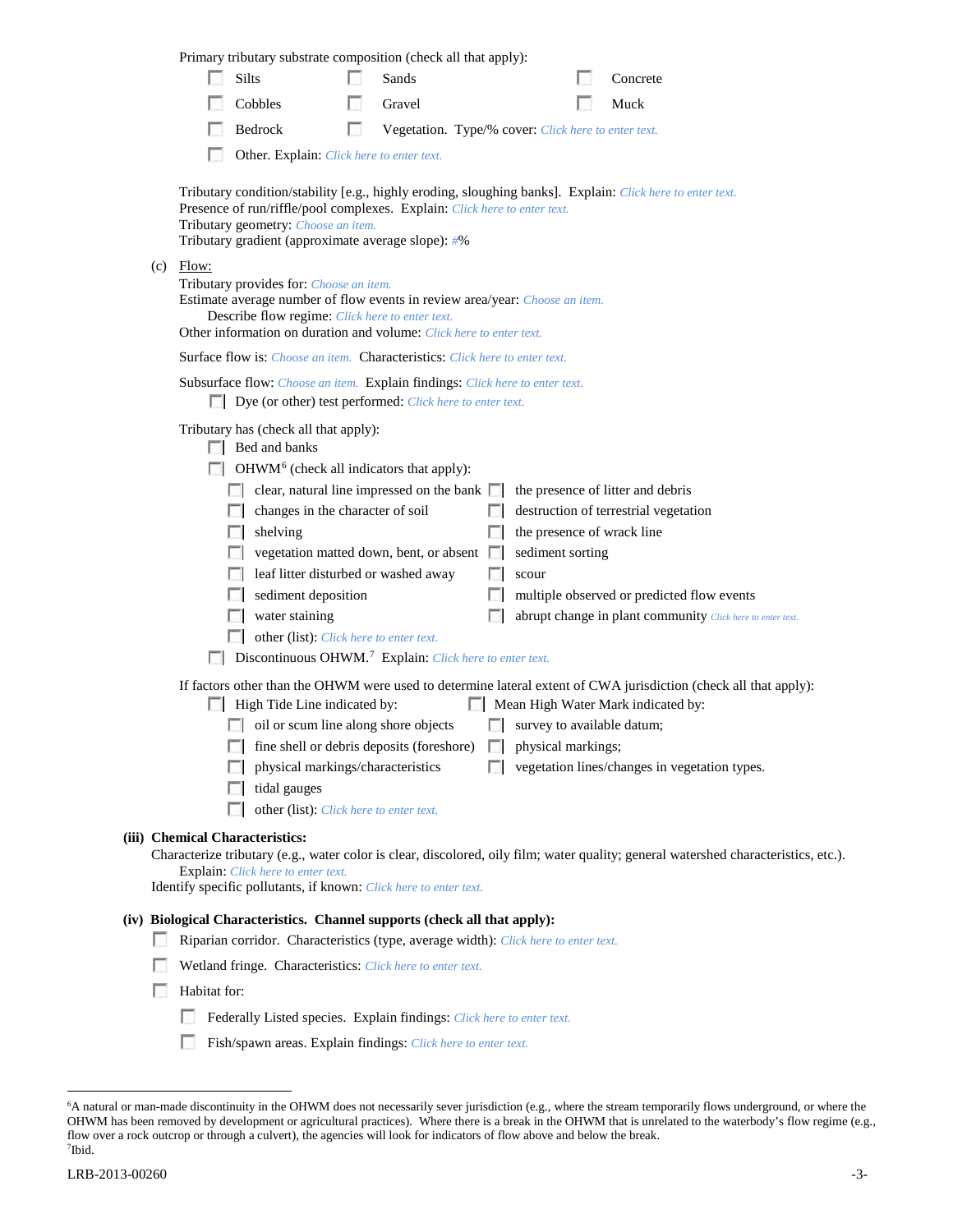Primary tributary substrate composition (check all that apply):

- ☐ Silts
- ☐ Sands
- ☐ Concrete
- ☐ Cobbles
- ☐ Gravel
- ☐ Muck
- ☐ Bedrock
- ☐ Vegetation. Type/% cover: *Click here to enter text.*
- ☐ Other. Explain: *Click here to enter text.*

Tributary condition/stability [e.g., highly eroding, sloughing banks]. Explain: *Click here to enter text.*
Presence of run/riffle/pool complexes. Explain: *Click here to enter text.*
Tributary geometry: *Choose an item.*
Tributary gradient (approximate average slope): *#*%

(c) Flow:

Tributary provides for: *Choose an item.*
Estimate average number of flow events in review area/year: *Choose an item.*
Describe flow regime: *Click here to enter text.*
Other information on duration and volume: *Click here to enter text.*

Surface flow is: *Choose an item.* Characteristics: *Click here to enter text.*

Subsurface flow: *Choose an item.* Explain findings: *Click here to enter text.*
- ☐ Dye (or other) test performed: *Click here to enter text.*

Tributary has (check all that apply):

- ☐ Bed and banks
- ☐ OHWM[6] (check all indicators that apply):
  - ☐ clear, natural line impressed on the bank
  - ☐ the presence of litter and debris
  - ☐ changes in the character of soil
  - ☐ destruction of terrestrial vegetation
  - ☐ shelving
  - ☐ the presence of wrack line
  - ☐ vegetation matted down, bent, or absent
  - ☐ sediment sorting
  - ☐ leaf litter disturbed or washed away
  - ☐ scour
  - ☐ sediment deposition
  - ☐ multiple observed or predicted flow events
  - ☐ water staining
  - ☐ abrupt change in plant community *Click here to enter text.*
  - ☐ other (list): *Click here to enter text.*
- ☐ Discontinuous OHWM.[7] Explain: *Click here to enter text.*

If factors other than the OHWM were used to determine lateral extent of CWA jurisdiction (check all that apply):

- ☐ High Tide Line indicated by:
  - ☐ oil or scum line along shore objects
  - ☐ fine shell or debris deposits (foreshore)
  - ☐ physical markings/characteristics
  - ☐ tidal gauges
  - ☐ other (list): *Click here to enter text.*
- ☐ Mean High Water Mark indicated by:
  - ☐ survey to available datum;
  - ☐ physical markings;
  - ☐ vegetation lines/changes in vegetation types.

**(iii) Chemical Characteristics:**

Characterize tributary (e.g., water color is clear, discolored, oily film; water quality; general watershed characteristics, etc.).
Explain: *Click here to enter text.*
Identify specific pollutants, if known: *Click here to enter text.*

**(iv) Biological Characteristics. Channel supports (check all that apply):**

- ☐ Riparian corridor. Characteristics (type, average width): *Click here to enter text.*
- ☐ Wetland fringe. Characteristics: *Click here to enter text.*
- ☐ Habitat for:
  - ☐ Federally Listed species. Explain findings: *Click here to enter text.*
  - ☐ Fish/spawn areas. Explain findings: *Click here to enter text.*

---

[6]A natural or man-made discontinuity in the OHWM does not necessarily sever jurisdiction (e.g., where the stream temporarily flows underground, or where the OHWM has been removed by development or agricultural practices). Where there is a break in the OHWM that is unrelated to the waterbody's flow regime (e.g., flow over a rock outcrop or through a culvert), the agencies will look for indicators of flow above and below the break.
[7]Ibid.

LRB-2013-00260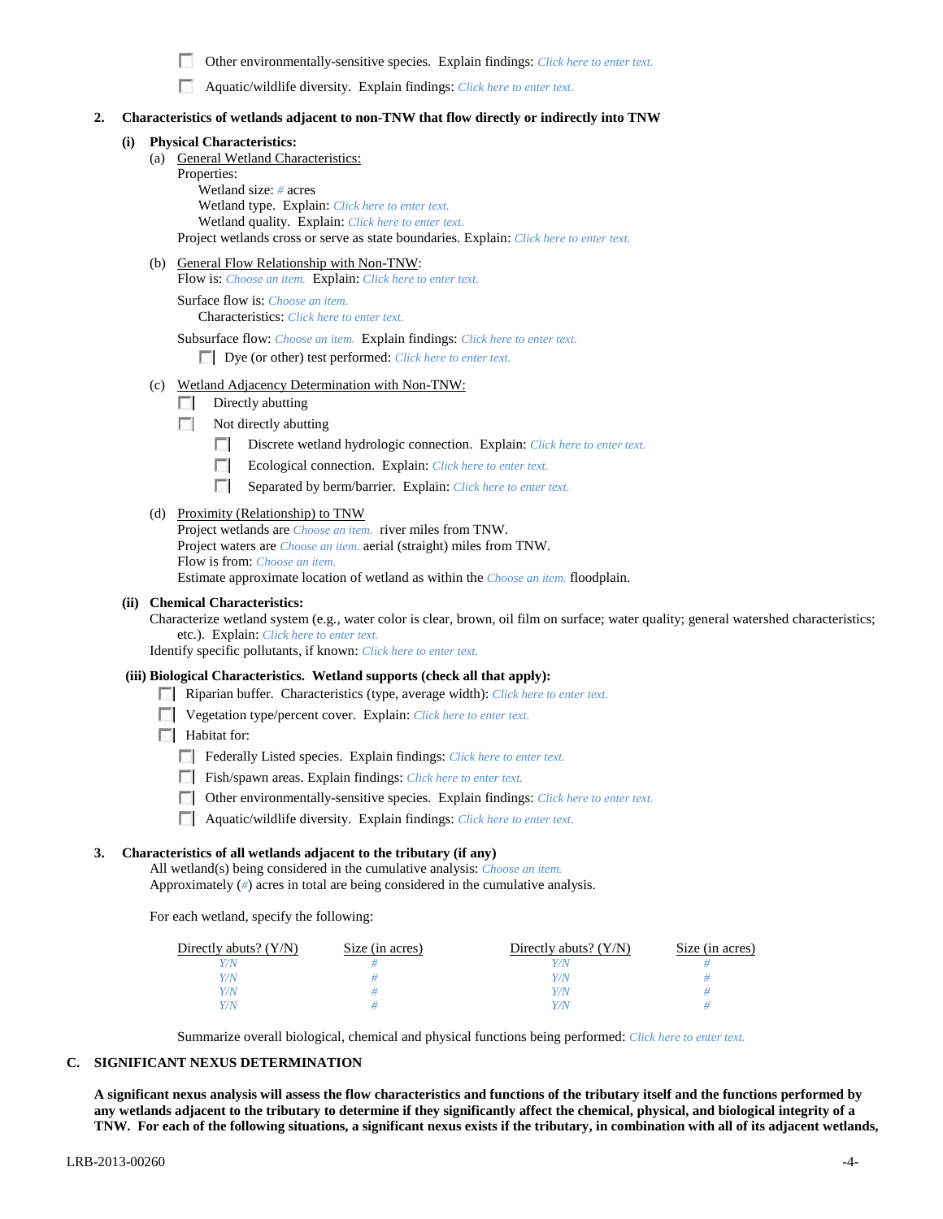- ☐ Other environmentally-sensitive species. Explain findings: *Click here to enter text.*
- ☐ Aquatic/wildlife diversity. Explain findings: *Click here to enter text.*

**2. Characteristics of wetlands adjacent to non-TNW that flow directly or indirectly into TNW**

**(i) Physical Characteristics:**

(a) General Wetland Characteristics:

Properties:

Wetland size: *#* acres

Wetland type. Explain: *Click here to enter text.*

Wetland quality. Explain: *Click here to enter text.*

Project wetlands cross or serve as state boundaries. Explain: *Click here to enter text.*

(b) General Flow Relationship with Non-TNW:

Flow is: *Choose an item.* Explain: *Click here to enter text.*

Surface flow is: *Choose an item.*

Characteristics: *Click here to enter text.*

Subsurface flow: *Choose an item.* Explain findings: *Click here to enter text.*

- ☐ Dye (or other) test performed: *Click here to enter text.*

(c) Wetland Adjacency Determination with Non-TNW:

- ☐ Directly abutting
- ☐ Not directly abutting
  - ☐ Discrete wetland hydrologic connection. Explain: *Click here to enter text.*
  - ☐ Ecological connection. Explain: *Click here to enter text.*
  - ☐ Separated by berm/barrier. Explain: *Click here to enter text.*

(d) Proximity (Relationship) to TNW

Project wetlands are *Choose an item.* river miles from TNW.

Project waters are *Choose an item.* aerial (straight) miles from TNW.

Flow is from: *Choose an item.*

Estimate approximate location of wetland as within the *Choose an item.* floodplain.

**(ii) Chemical Characteristics:**

Characterize wetland system (e.g., water color is clear, brown, oil film on surface; water quality; general watershed characteristics; etc.). Explain: *Click here to enter text.*

Identify specific pollutants, if known: *Click here to enter text.*

**(iii) Biological Characteristics. Wetland supports (check all that apply):**

- ☐ Riparian buffer. Characteristics (type, average width): *Click here to enter text.*
- ☐ Vegetation type/percent cover. Explain: *Click here to enter text.*
- ☐ Habitat for:
  - ☐ Federally Listed species. Explain findings: *Click here to enter text.*
  - ☐ Fish/spawn areas. Explain findings: *Click here to enter text.*
  - ☐ Other environmentally-sensitive species. Explain findings: *Click here to enter text.*
  - ☐ Aquatic/wildlife diversity. Explain findings: *Click here to enter text.*

**3. Characteristics of all wetlands adjacent to the tributary (if any)**

All wetland(s) being considered in the cumulative analysis: *Choose an item.*

Approximately (*#*) acres in total are being considered in the cumulative analysis.

For each wetland, specify the following:

| Directly abuts? (Y/N) | Size (in acres) | Directly abuts? (Y/N) | Size (in acres) |
|---|---|---|---|
| *Y/N* | *#* | *Y/N* | *#* |
| *Y/N* | *#* | *Y/N* | *#* |
| *Y/N* | *#* | *Y/N* | *#* |
| *Y/N* | *#* | *Y/N* | *#* |

Summarize overall biological, chemical and physical functions being performed: *Click here to enter text.*

## C. SIGNIFICANT NEXUS DETERMINATION

**A significant nexus analysis will assess the flow characteristics and functions of the tributary itself and the functions performed by any wetlands adjacent to the tributary to determine if they significantly affect the chemical, physical, and biological integrity of a TNW. For each of the following situations, a significant nexus exists if the tributary, in combination with all of its adjacent wetlands,**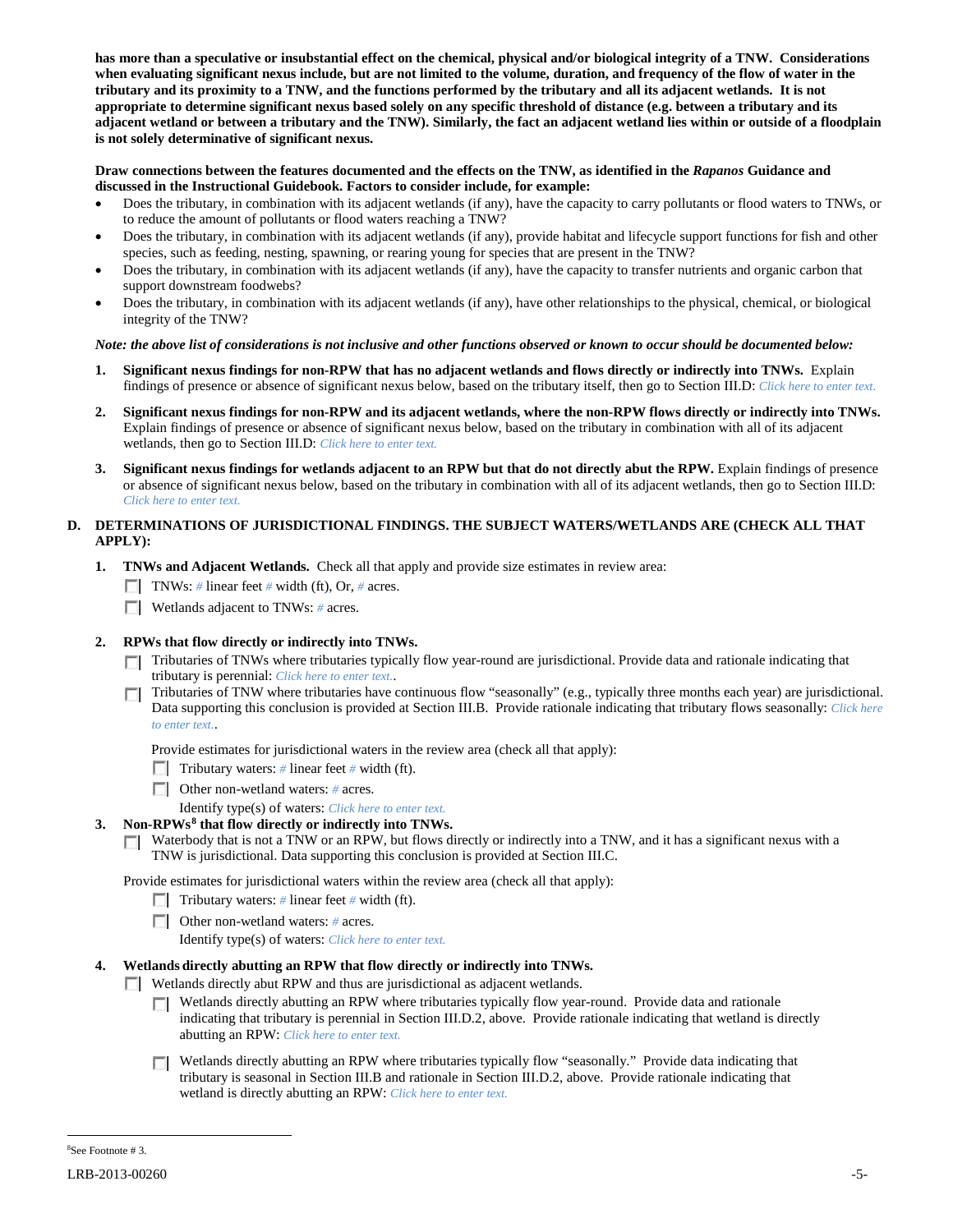**has more than a speculative or insubstantial effect on the chemical, physical and/or biological integrity of a TNW. Considerations when evaluating significant nexus include, but are not limited to the volume, duration, and frequency of the flow of water in the tributary and its proximity to a TNW, and the functions performed by the tributary and all its adjacent wetlands. It is not appropriate to determine significant nexus based solely on any specific threshold of distance (e.g. between a tributary and its adjacent wetland or between a tributary and the TNW). Similarly, the fact an adjacent wetland lies within or outside of a floodplain is not solely determinative of significant nexus.**

**Draw connections between the features documented and the effects on the TNW, as identified in the *Rapanos* Guidance and discussed in the Instructional Guidebook. Factors to consider include, for example:**

- Does the tributary, in combination with its adjacent wetlands (if any), have the capacity to carry pollutants or flood waters to TNWs, or to reduce the amount of pollutants or flood waters reaching a TNW?
- Does the tributary, in combination with its adjacent wetlands (if any), provide habitat and lifecycle support functions for fish and other species, such as feeding, nesting, spawning, or rearing young for species that are present in the TNW?
- Does the tributary, in combination with its adjacent wetlands (if any), have the capacity to transfer nutrients and organic carbon that support downstream foodwebs?
- Does the tributary, in combination with its adjacent wetlands (if any), have other relationships to the physical, chemical, or biological integrity of the TNW?

***Note: the above list of considerations is not inclusive and other functions observed or known to occur should be documented below:***

1. **Significant nexus findings for non-RPW that has no adjacent wetlands and flows directly or indirectly into TNWs.** Explain findings of presence or absence of significant nexus below, based on the tributary itself, then go to Section III.D: *Click here to enter text.*

2. **Significant nexus findings for non-RPW and its adjacent wetlands, where the non-RPW flows directly or indirectly into TNWs.** Explain findings of presence or absence of significant nexus below, based on the tributary in combination with all of its adjacent wetlands, then go to Section III.D: *Click here to enter text.*

3. **Significant nexus findings for wetlands adjacent to an RPW but that do not directly abut the RPW.** Explain findings of presence or absence of significant nexus below, based on the tributary in combination with all of its adjacent wetlands, then go to Section III.D: *Click here to enter text.*

## D. DETERMINATIONS OF JURISDICTIONAL FINDINGS. THE SUBJECT WATERS/WETLANDS ARE (CHECK ALL THAT APPLY):

1. **TNWs and Adjacent Wetlands.** Check all that apply and provide size estimates in review area:
   - ☐ TNWs: *#* linear feet *#* width (ft), Or, *#* acres.
   - ☐ Wetlands adjacent to TNWs: *#* acres.

2. **RPWs that flow directly or indirectly into TNWs.**
   - ☐ Tributaries of TNWs where tributaries typically flow year-round are jurisdictional. Provide data and rationale indicating that tributary is perennial: *Click here to enter text.*.
   - ☐ Tributaries of TNW where tributaries have continuous flow "seasonally" (e.g., typically three months each year) are jurisdictional. Data supporting this conclusion is provided at Section III.B. Provide rationale indicating that tributary flows seasonally: *Click here to enter text.*.

   Provide estimates for jurisdictional waters in the review area (check all that apply):
   - ☐ Tributary waters: *#* linear feet *#* width (ft).
   - ☐ Other non-wetland waters: *#* acres.
     Identify type(s) of waters: *Click here to enter text.*

3. **Non-RPWs[8] that flow directly or indirectly into TNWs.**
   - ☐ Waterbody that is not a TNW or an RPW, but flows directly or indirectly into a TNW, and it has a significant nexus with a TNW is jurisdictional. Data supporting this conclusion is provided at Section III.C.

   Provide estimates for jurisdictional waters within the review area (check all that apply):
   - ☐ Tributary waters: *#* linear feet *#* width (ft).
   - ☐ Other non-wetland waters: *#* acres.
     Identify type(s) of waters: *Click here to enter text.*

4. **Wetlands directly abutting an RPW that flow directly or indirectly into TNWs.**
   - ☐ Wetlands directly abut RPW and thus are jurisdictional as adjacent wetlands.
     - ☐ Wetlands directly abutting an RPW where tributaries typically flow year-round. Provide data and rationale indicating that tributary is perennial in Section III.D.2, above. Provide rationale indicating that wetland is directly abutting an RPW: *Click here to enter text.*
     - ☐ Wetlands directly abutting an RPW where tributaries typically flow "seasonally." Provide data indicating that tributary is seasonal in Section III.B and rationale in Section III.D.2, above. Provide rationale indicating that wetland is directly abutting an RPW: *Click here to enter text.*

---

[8]See Footnote # 3.

LRB-2013-00260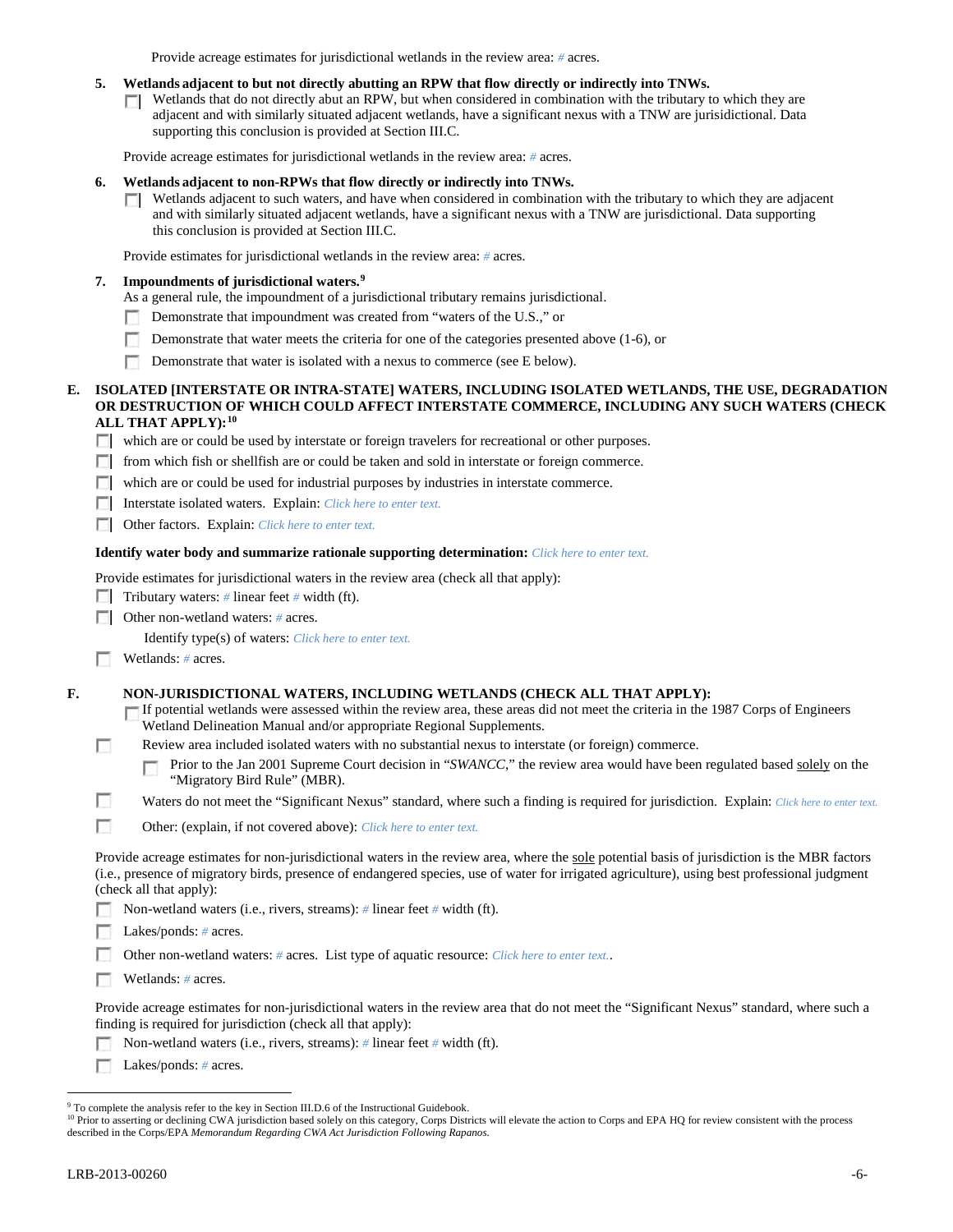Provide acreage estimates for jurisdictional wetlands in the review area: # acres.

5. **Wetlands adjacent to but not directly abutting an RPW that flow directly or indirectly into TNWs.**
   ☐ Wetlands that do not directly abut an RPW, but when considered in combination with the tributary to which they are adjacent and with similarly situated adjacent wetlands, have a significant nexus with a TNW are jurisidictional. Data supporting this conclusion is provided at Section III.C.

   Provide acreage estimates for jurisdictional wetlands in the review area: # acres.

6. **Wetlands adjacent to non-RPWs that flow directly or indirectly into TNWs.**
   ☐ Wetlands adjacent to such waters, and have when considered in combination with the tributary to which they are adjacent and with similarly situated adjacent wetlands, have a significant nexus with a TNW are jurisdictional. Data supporting this conclusion is provided at Section III.C.

   Provide estimates for jurisdictional wetlands in the review area: # acres.

7. **Impoundments of jurisdictional waters.**[9]
   As a general rule, the impoundment of a jurisdictional tributary remains jurisdictional.
   ☐ Demonstrate that impoundment was created from "waters of the U.S.," or
   ☐ Demonstrate that water meets the criteria for one of the categories presented above (1-6), or
   ☐ Demonstrate that water is isolated with a nexus to commerce (see E below).

**E. ISOLATED [INTERSTATE OR INTRA-STATE] WATERS, INCLUDING ISOLATED WETLANDS, THE USE, DEGRADATION OR DESTRUCTION OF WHICH COULD AFFECT INTERSTATE COMMERCE, INCLUDING ANY SUCH WATERS (CHECK ALL THAT APPLY):**[10]

☐ which are or could be used by interstate or foreign travelers for recreational or other purposes.
☐ from which fish or shellfish are or could be taken and sold in interstate or foreign commerce.
☐ which are or could be used for industrial purposes by industries in interstate commerce.
☐ Interstate isolated waters. Explain: *Click here to enter text.*
☐ Other factors. Explain: *Click here to enter text.*

**Identify water body and summarize rationale supporting determination:** *Click here to enter text.*

Provide estimates for jurisdictional waters in the review area (check all that apply):
☐ Tributary waters: # linear feet # width (ft).
☐ Other non-wetland waters: # acres.
   Identify type(s) of waters: *Click here to enter text.*
☐ Wetlands: # acres.

**F. NON-JURISDICTIONAL WATERS, INCLUDING WETLANDS (CHECK ALL THAT APPLY):**

☐ If potential wetlands were assessed within the review area, these areas did not meet the criteria in the 1987 Corps of Engineers Wetland Delineation Manual and/or appropriate Regional Supplements.
☐ Review area included isolated waters with no substantial nexus to interstate (or foreign) commerce.
   ☐ Prior to the Jan 2001 Supreme Court decision in "*SWANCC*," the review area would have been regulated based solely on the "Migratory Bird Rule" (MBR).
☐ Waters do not meet the "Significant Nexus" standard, where such a finding is required for jurisdiction. Explain: *Click here to enter text.*
☐ Other: (explain, if not covered above): *Click here to enter text.*

Provide acreage estimates for non-jurisdictional waters in the review area, where the sole potential basis of jurisdiction is the MBR factors (i.e., presence of migratory birds, presence of endangered species, use of water for irrigated agriculture), using best professional judgment (check all that apply):
☐ Non-wetland waters (i.e., rivers, streams): # linear feet # width (ft).
☐ Lakes/ponds: # acres.
☐ Other non-wetland waters: # acres. List type of aquatic resource: *Click here to enter text.*.
☐ Wetlands: # acres.

Provide acreage estimates for non-jurisdictional waters in the review area that do not meet the "Significant Nexus" standard, where such a finding is required for jurisdiction (check all that apply):
☐ Non-wetland waters (i.e., rivers, streams): # linear feet # width (ft).
☐ Lakes/ponds: # acres.

---

[9] To complete the analysis refer to the key in Section III.D.6 of the Instructional Guidebook.
[10] Prior to asserting or declining CWA jurisdiction based solely on this category, Corps Districts will elevate the action to Corps and EPA HQ for review consistent with the process described in the Corps/EPA *Memorandum Regarding CWA Act Jurisdiction Following Rapanos.*

LRB-2013-00260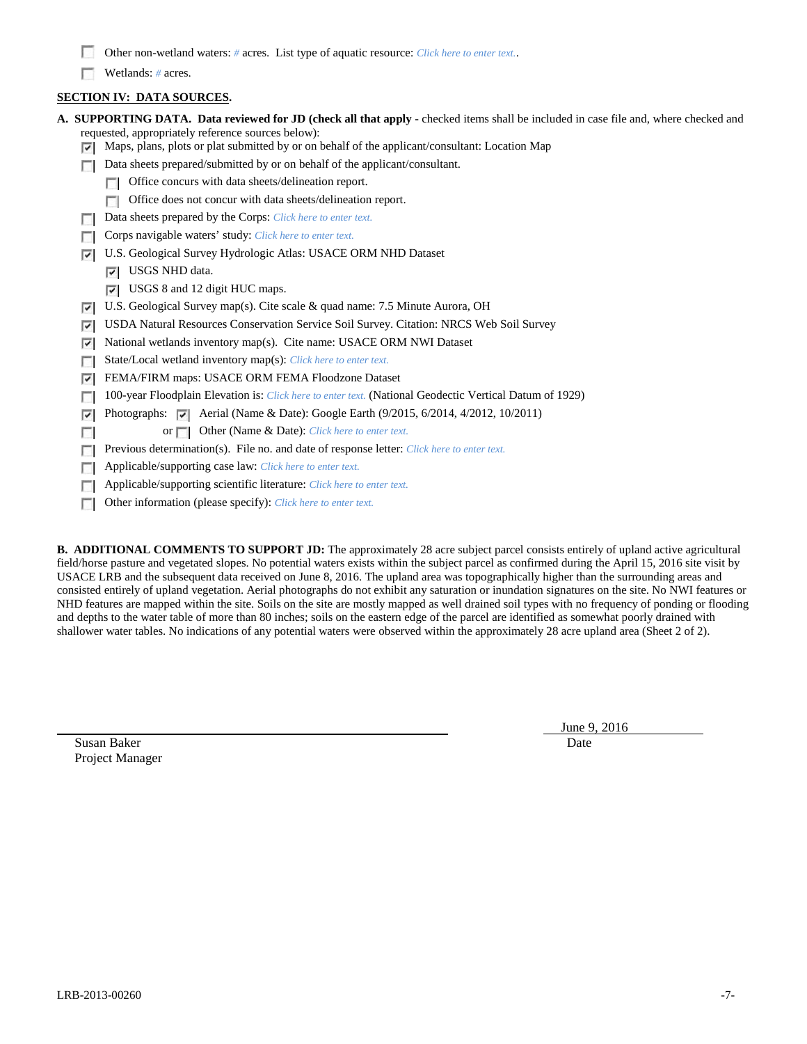☐ Other non-wetland waters: # acres. List type of aquatic resource: Click here to enter text..

☐ Wetlands: # acres.

**SECTION IV: DATA SOURCES.**

**A. SUPPORTING DATA. Data reviewed for JD (check all that apply** - checked items shall be included in case file and, where checked and requested, appropriately reference sources below):

- ☑ Maps, plans, plots or plat submitted by or on behalf of the applicant/consultant: Location Map
- ☐ Data sheets prepared/submitted by or on behalf of the applicant/consultant.
  - ☐ Office concurs with data sheets/delineation report.
  - ☐ Office does not concur with data sheets/delineation report.
- ☐ Data sheets prepared by the Corps: Click here to enter text.
- ☐ Corps navigable waters' study: Click here to enter text.
- ☑ U.S. Geological Survey Hydrologic Atlas: USACE ORM NHD Dataset
  - ☑ USGS NHD data.
  - ☑ USGS 8 and 12 digit HUC maps.
- ☑ U.S. Geological Survey map(s). Cite scale & quad name: 7.5 Minute Aurora, OH
- ☑ USDA Natural Resources Conservation Service Soil Survey. Citation: NRCS Web Soil Survey
- ☑ National wetlands inventory map(s). Cite name: USACE ORM NWI Dataset
- ☐ State/Local wetland inventory map(s): Click here to enter text.
- ☑ FEMA/FIRM maps: USACE ORM FEMA Floodzone Dataset
- ☐ 100-year Floodplain Elevation is: Click here to enter text. (National Geodectic Vertical Datum of 1929)
- ☑ Photographs: ☑ Aerial (Name & Date): Google Earth (9/2015, 6/2014, 4/2012, 10/2011)
- ☐ or ☐ Other (Name & Date): Click here to enter text.
- ☐ Previous determination(s). File no. and date of response letter: Click here to enter text.
- ☐ Applicable/supporting case law: Click here to enter text.
- ☐ Applicable/supporting scientific literature: Click here to enter text.
- ☐ Other information (please specify): Click here to enter text.

**B. ADDITIONAL COMMENTS TO SUPPORT JD:** The approximately 28 acre subject parcel consists entirely of upland active agricultural field/horse pasture and vegetated slopes. No potential waters exists within the subject parcel as confirmed during the April 15, 2016 site visit by USACE LRB and the subsequent data received on June 8, 2016. The upland area was topographically higher than the surrounding areas and consisted entirely of upland vegetation. Aerial photographs do not exhibit any saturation or inundation signatures on the site. No NWI features or NHD features are mapped within the site. Soils on the site are mostly mapped as well drained soil types with no frequency of ponding or flooding and depths to the water table of more than 80 inches; soils on the eastern edge of the parcel are identified as somewhat poorly drained with shallower water tables. No indications of any potential waters were observed within the approximately 28 acre upland area (Sheet 2 of 2).

Susan Baker
Project Manager

June 9, 2016
Date

LRB-2013-00260